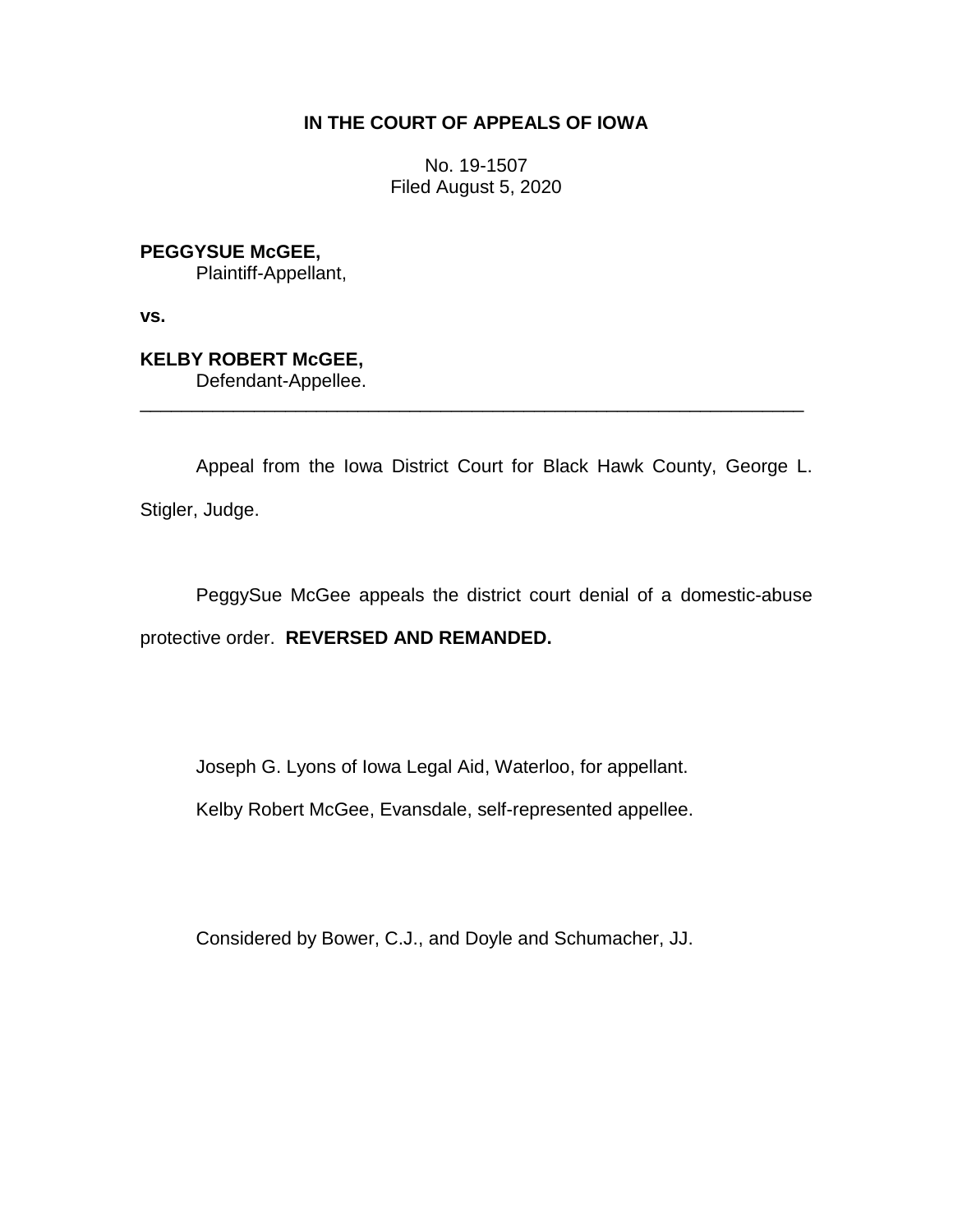# IN THE COURT OF APPEALS OF IOWA

No. 19-1507
Filed August 5, 2020

**PEGGYSUE McGEE,**
Plaintiff-Appellant,

**vs.**

**KELBY ROBERT McGEE,**
Defendant-Appellee.

---

Appeal from the Iowa District Court for Black Hawk County, George L. Stigler, Judge.

PeggySue McGee appeals the district court denial of a domestic-abuse protective order. **REVERSED AND REMANDED.**

Joseph G. Lyons of Iowa Legal Aid, Waterloo, for appellant.

Kelby Robert McGee, Evansdale, self-represented appellee.

Considered by Bower, C.J., and Doyle and Schumacher, JJ.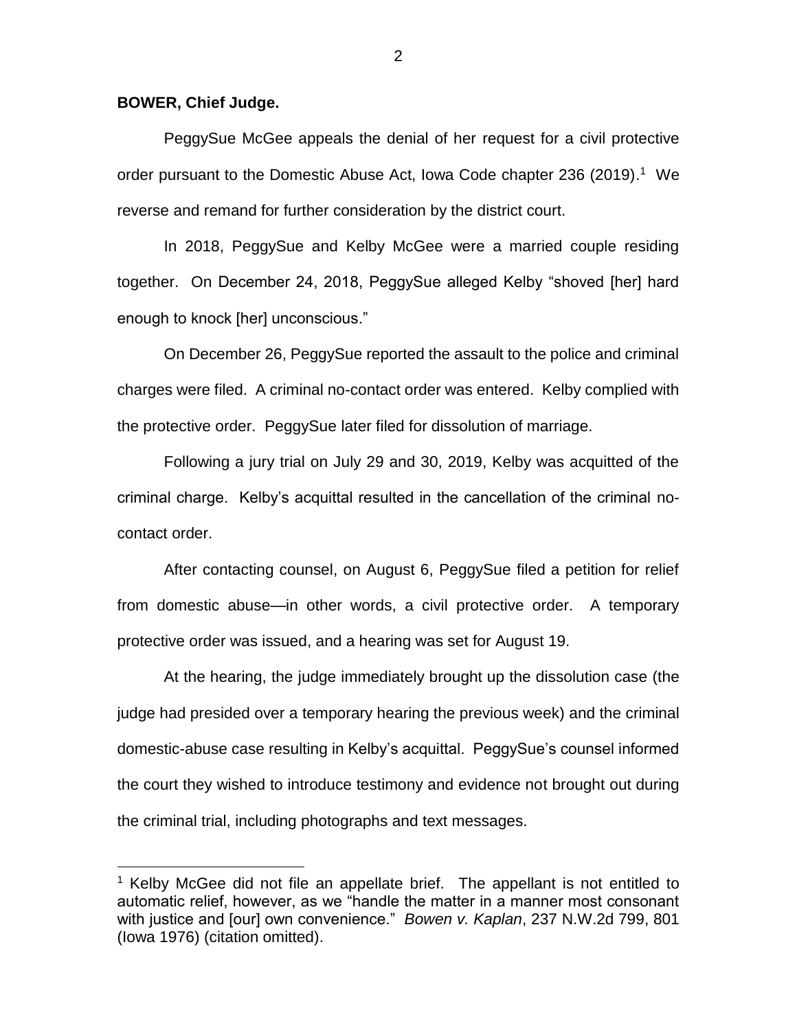**BOWER, Chief Judge.**

PeggySue McGee appeals the denial of her request for a civil protective order pursuant to the Domestic Abuse Act, Iowa Code chapter 236 (2019).[1] We reverse and remand for further consideration by the district court.

In 2018, PeggySue and Kelby McGee were a married couple residing together. On December 24, 2018, PeggySue alleged Kelby "shoved [her] hard enough to knock [her] unconscious."

On December 26, PeggySue reported the assault to the police and criminal charges were filed. A criminal no-contact order was entered. Kelby complied with the protective order. PeggySue later filed for dissolution of marriage.

Following a jury trial on July 29 and 30, 2019, Kelby was acquitted of the criminal charge. Kelby's acquittal resulted in the cancellation of the criminal no-contact order.

After contacting counsel, on August 6, PeggySue filed a petition for relief from domestic abuse—in other words, a civil protective order. A temporary protective order was issued, and a hearing was set for August 19.

At the hearing, the judge immediately brought up the dissolution case (the judge had presided over a temporary hearing the previous week) and the criminal domestic-abuse case resulting in Kelby's acquittal. PeggySue's counsel informed the court they wished to introduce testimony and evidence not brought out during the criminal trial, including photographs and text messages.

---

[1] Kelby McGee did not file an appellate brief. The appellant is not entitled to automatic relief, however, as we "handle the matter in a manner most consonant with justice and [our] own convenience." *Bowen v. Kaplan*, 237 N.W.2d 799, 801 (Iowa 1976) (citation omitted).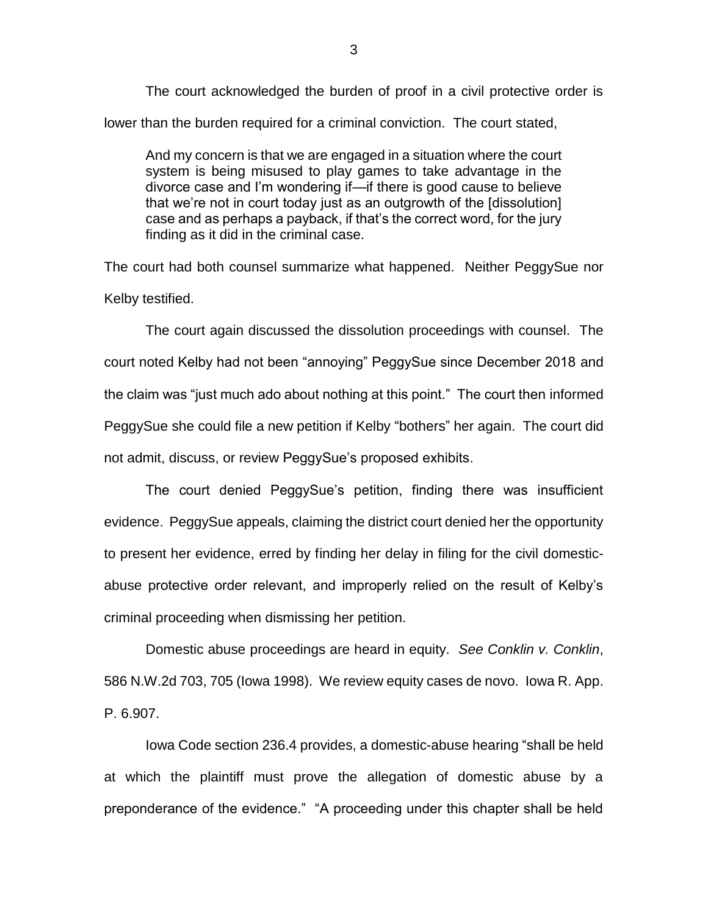The court acknowledged the burden of proof in a civil protective order is lower than the burden required for a criminal conviction. The court stated,

> And my concern is that we are engaged in a situation where the court system is being misused to play games to take advantage in the divorce case and I'm wondering if—if there is good cause to believe that we're not in court today just as an outgrowth of the [dissolution] case and as perhaps a payback, if that's the correct word, for the jury finding as it did in the criminal case.

The court had both counsel summarize what happened. Neither PeggySue nor Kelby testified.

The court again discussed the dissolution proceedings with counsel. The court noted Kelby had not been "annoying" PeggySue since December 2018 and the claim was "just much ado about nothing at this point." The court then informed PeggySue she could file a new petition if Kelby "bothers" her again. The court did not admit, discuss, or review PeggySue's proposed exhibits.

The court denied PeggySue's petition, finding there was insufficient evidence. PeggySue appeals, claiming the district court denied her the opportunity to present her evidence, erred by finding her delay in filing for the civil domestic-abuse protective order relevant, and improperly relied on the result of Kelby's criminal proceeding when dismissing her petition.

Domestic abuse proceedings are heard in equity. *See Conklin v. Conklin*, 586 N.W.2d 703, 705 (Iowa 1998). We review equity cases de novo. Iowa R. App. P. 6.907.

Iowa Code section 236.4 provides, a domestic-abuse hearing "shall be held at which the plaintiff must prove the allegation of domestic abuse by a preponderance of the evidence." "A proceeding under this chapter shall be held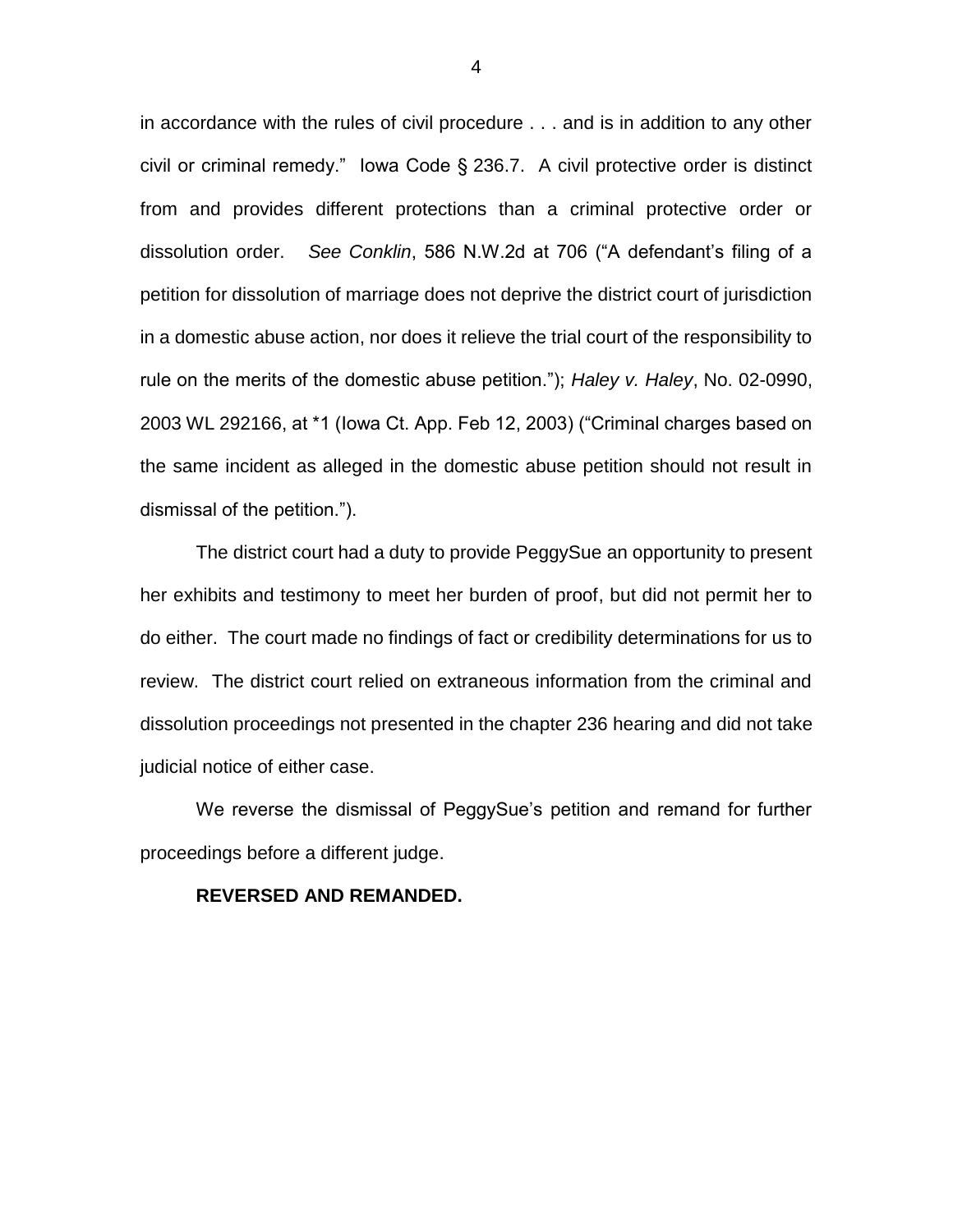in accordance with the rules of civil procedure . . . and is in addition to any other civil or criminal remedy." Iowa Code § 236.7. A civil protective order is distinct from and provides different protections than a criminal protective order or dissolution order. *See Conklin*, 586 N.W.2d at 706 ("A defendant's filing of a petition for dissolution of marriage does not deprive the district court of jurisdiction in a domestic abuse action, nor does it relieve the trial court of the responsibility to rule on the merits of the domestic abuse petition."); *Haley v. Haley*, No. 02-0990, 2003 WL 292166, at *1 (Iowa Ct. App. Feb 12, 2003) ("Criminal charges based on the same incident as alleged in the domestic abuse petition should not result in dismissal of the petition.").

The district court had a duty to provide PeggySue an opportunity to present her exhibits and testimony to meet her burden of proof, but did not permit her to do either. The court made no findings of fact or credibility determinations for us to review. The district court relied on extraneous information from the criminal and dissolution proceedings not presented in the chapter 236 hearing and did not take judicial notice of either case.

We reverse the dismissal of PeggySue's petition and remand for further proceedings before a different judge.

**REVERSED AND REMANDED.**